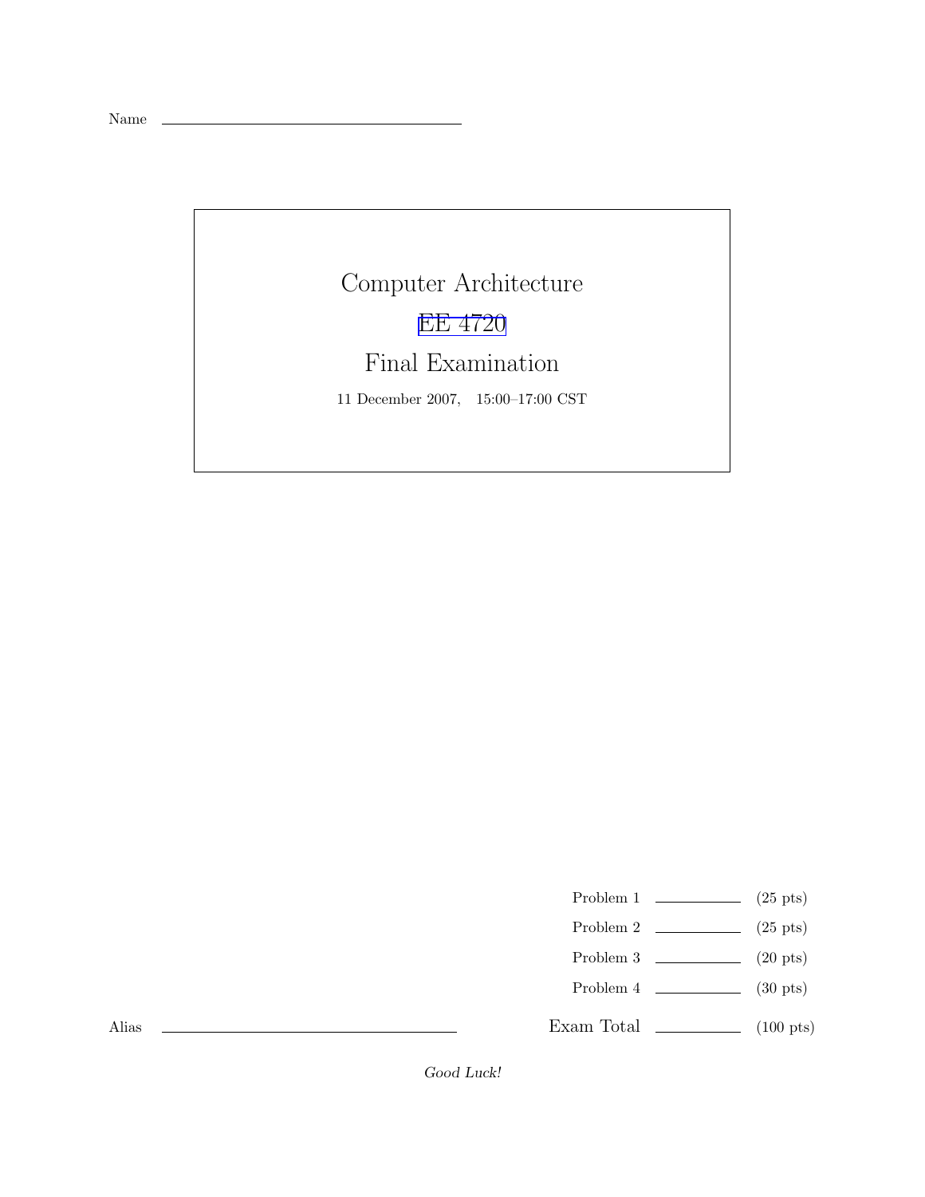Name \_\_\_\_\_\_\_\_\_\_\_\_\_\_\_\_\_\_\_\_\_\_\_\_\_\_\_\_\_\_

# Computer Architecture

## EE 4720

## Final Examination

11 December 2007, 15:00–17:00 CST

| | | |
|---|---|---|
| Problem 1 | \_\_\_\_\_\_\_\_ | (25 pts) |
| Problem 2 | \_\_\_\_\_\_\_\_ | (25 pts) |
| Problem 3 | \_\_\_\_\_\_\_\_ | (20 pts) |
| Problem 4 | \_\_\_\_\_\_\_\_ | (30 pts) |
| Exam Total | \_\_\_\_\_\_\_\_ | (100 pts) |

Alias \_\_\_\_\_\_\_\_\_\_\_\_\_\_\_\_\_\_\_\_\_\_\_\_\_\_\_\_\_\_

*Good Luck!*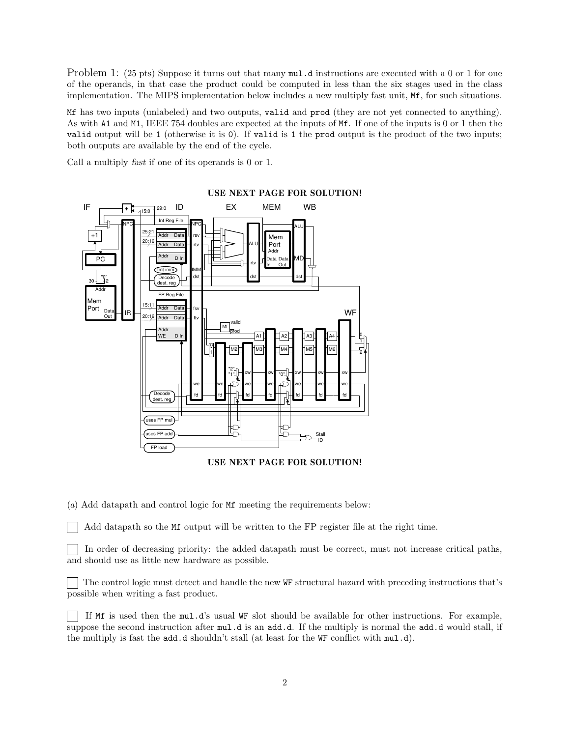Problem 1: (25 pts) Suppose it turns out that many `mul.d` instructions are executed with a 0 or 1 for one of the operands, in that case the product could be computed in less than the six stages used in the class implementation. The MIPS implementation below includes a new multiply fast unit, `Mf`, for such situations.

`Mf` has two inputs (unlabeled) and two outputs, `valid` and `prod` (they are not yet connected to anything). As with `A1` and `M1`, IEEE 754 doubles are expected at the inputs of `Mf`. If one of the inputs is 0 or 1 then the `valid` output will be `1` (otherwise it is `0`). If `valid` is `1` the `prod` output is the product of the two inputs; both outputs are available by the end of the cycle.

Call a multiply *fast* if one of its operands is 0 or 1.

**USE NEXT PAGE FOR SOLUTION!**

**USE NEXT PAGE FOR SOLUTION!**

(*a*) Add datapath and control logic for `Mf` meeting the requirements below:

☐ Add datapath so the `Mf` output will be written to the FP register file at the right time.

☐ In order of decreasing priority: the added datapath must be correct, must not increase critical paths, and should use as little new hardware as possible.

☐ The control logic must detect and handle the new `WF` structural hazard with preceding instructions that's possible when writing a fast product.

☐ If `Mf` is used then the `mul.d`'s usual `WF` slot should be available for other instructions. For example, suppose the second instruction after `mul.d` is an `add.d`. If the multiply is normal the `add.d` would stall, if the multiply is fast the `add.d` shouldn't stall (at least for the `WF` conflict with `mul.d`).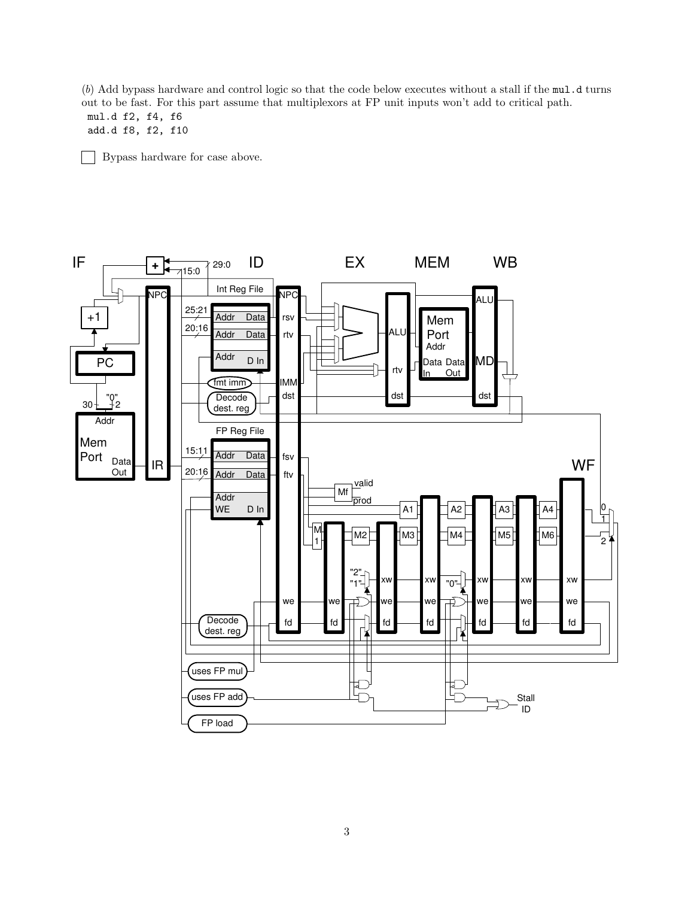(*b*) Add bypass hardware and control logic so that the code below executes without a stall if the `mul.d` turns out to be fast. For this part assume that multiplexors at FP unit inputs won't add to critical path.

```
mul.d f2, f4, f6
add.d f8, f2, f10
```

☐ Bypass hardware for case above.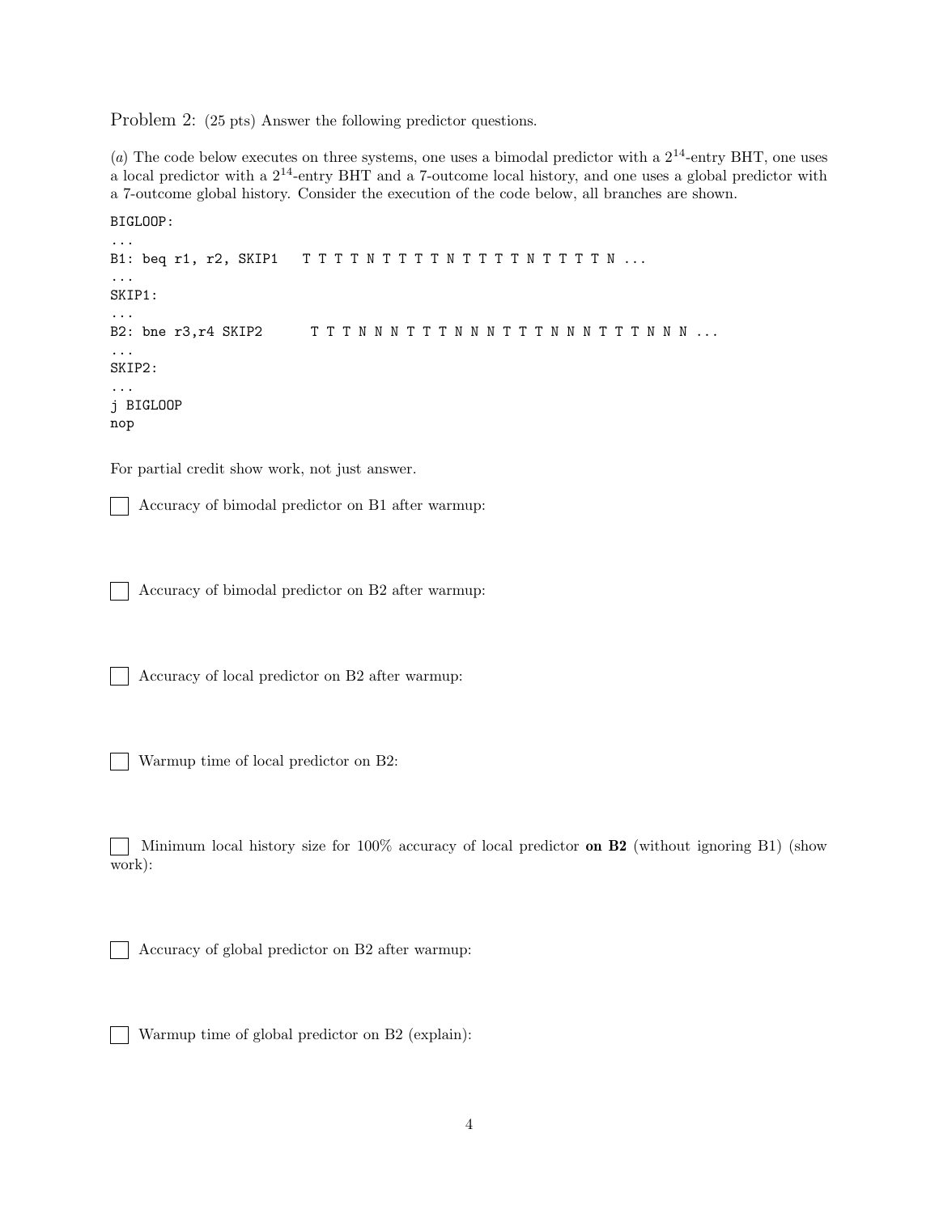Problem 2: (25 pts) Answer the following predictor questions.

(*a*) The code below executes on three systems, one uses a bimodal predictor with a $2^{14}$-entry BHT, one uses a local predictor with a $2^{14}$-entry BHT and a 7-outcome local history, and one uses a global predictor with a 7-outcome global history. Consider the execution of the code below, all branches are shown.

```
BIGLOOP:
...
B1: beq r1, r2, SKIP1   T T T T N T T T T N T T T T N T T T T N ...
...
SKIP1:
...
B2: bne r3,r4 SKIP2      T T T N N N T T T N N N T T T N N N T T T N N N ...
...
SKIP2:
...
j BIGLOOP
nop
```

For partial credit show work, not just answer.

☐ Accuracy of bimodal predictor on B1 after warmup:

☐ Accuracy of bimodal predictor on B2 after warmup:

☐ Accuracy of local predictor on B2 after warmup:

☐ Warmup time of local predictor on B2:

☐ Minimum local history size for 100% accuracy of local predictor **on B2** (without ignoring B1) (show work):

☐ Accuracy of global predictor on B2 after warmup:

☐ Warmup time of global predictor on B2 (explain):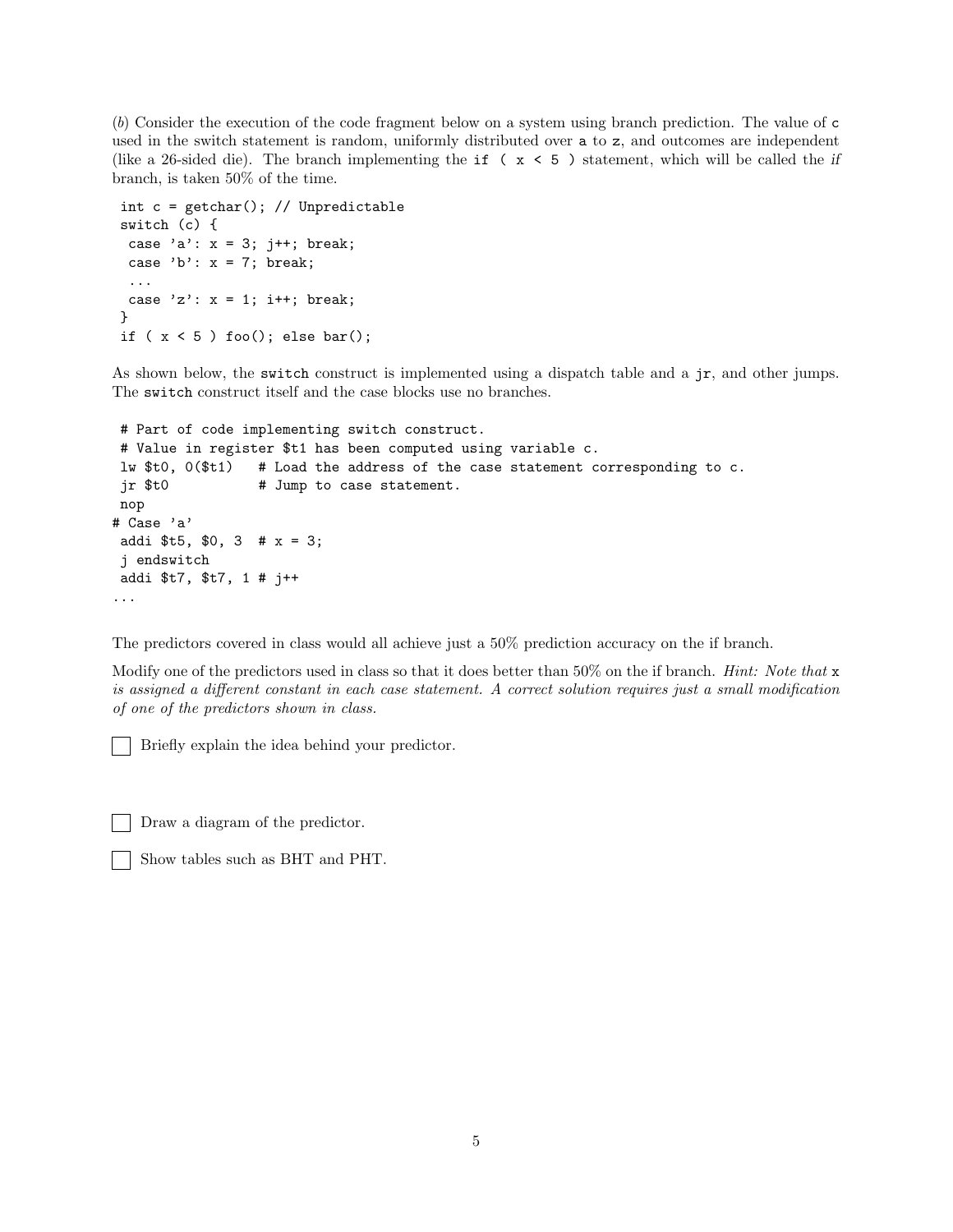(*b*) Consider the execution of the code fragment below on a system using branch prediction. The value of `c` used in the switch statement is random, uniformly distributed over `a` to `z`, and outcomes are independent (like a 26-sided die). The branch implementing the `if ( x < 5 )` statement, which will be called the *if* branch, is taken 50% of the time.

```
int c = getchar(); // Unpredictable
switch (c) {
 case 'a': x = 3; j++; break;
 case 'b': x = 7; break;
 ...
 case 'z': x = 1; i++; break;
}
if ( x < 5 ) foo(); else bar();
```

As shown below, the `switch` construct is implemented using a dispatch table and a `jr`, and other jumps. The `switch` construct itself and the case blocks use no branches.

```
 # Part of code implementing switch construct.
 # Value in register $t1 has been computed using variable c.
 lw $t0, 0($t1)    # Load the address of the case statement corresponding to c.
 jr $t0            # Jump to case statement.
 nop
# Case 'a'
 addi $t5, $0, 3  # x = 3;
 j endswitch
 addi $t7, $t7, 1 # j++
...
```

The predictors covered in class would all achieve just a 50% prediction accuracy on the if branch.

Modify one of the predictors used in class so that it does better than 50% on the if branch. *Hint: Note that* `x` *is assigned a different constant in each case statement. A correct solution requires just a small modification of one of the predictors shown in class.*

☐ Briefly explain the idea behind your predictor.

☐ Draw a diagram of the predictor.

☐ Show tables such as BHT and PHT.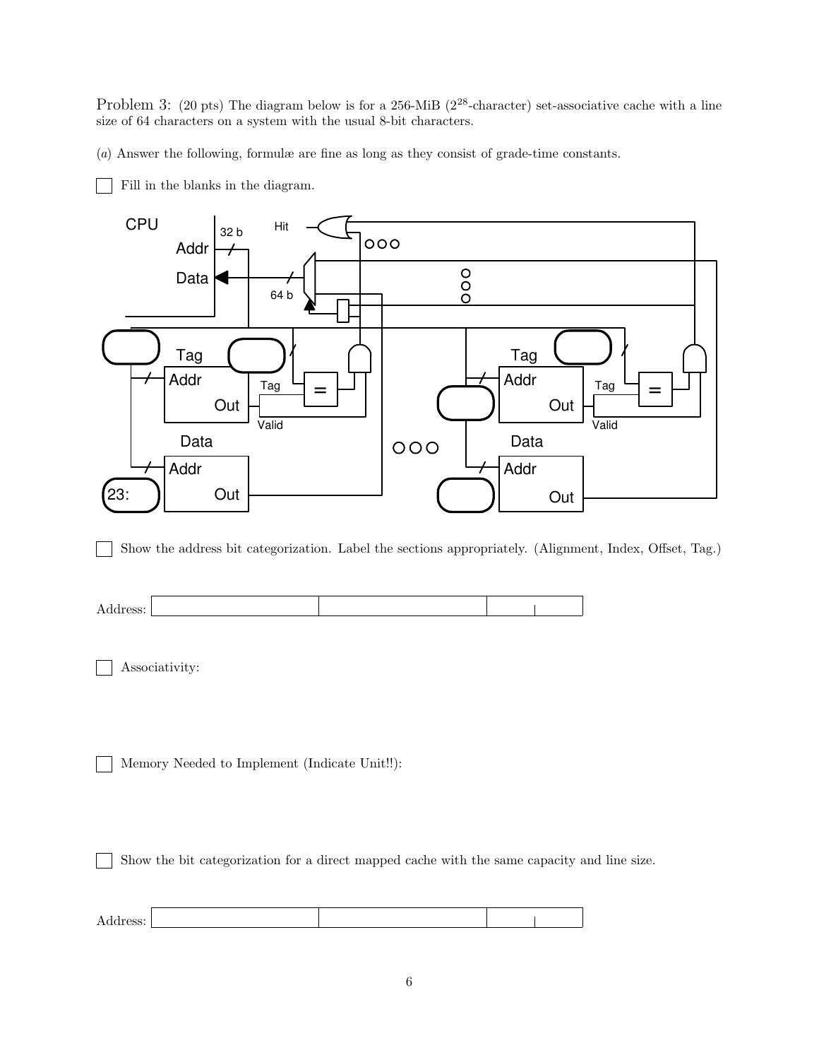Problem 3: (20 pts) The diagram below is for a 256-MiB ($2^{28}$-character) set-associative cache with a line size of 64 characters on a system with the usual 8-bit characters.

(*a*) Answer the following, formulæ are fine as long as they consist of grade-time constants.

☐ Fill in the blanks in the diagram.

☐ Show the address bit categorization. Label the sections appropriately. (Alignment, Index, Offset, Tag.)

Address: | | | |

☐ Associativity:

☐ Memory Needed to Implement (Indicate Unit!!):

☐ Show the bit categorization for a direct mapped cache with the same capacity and line size.

Address: | | | |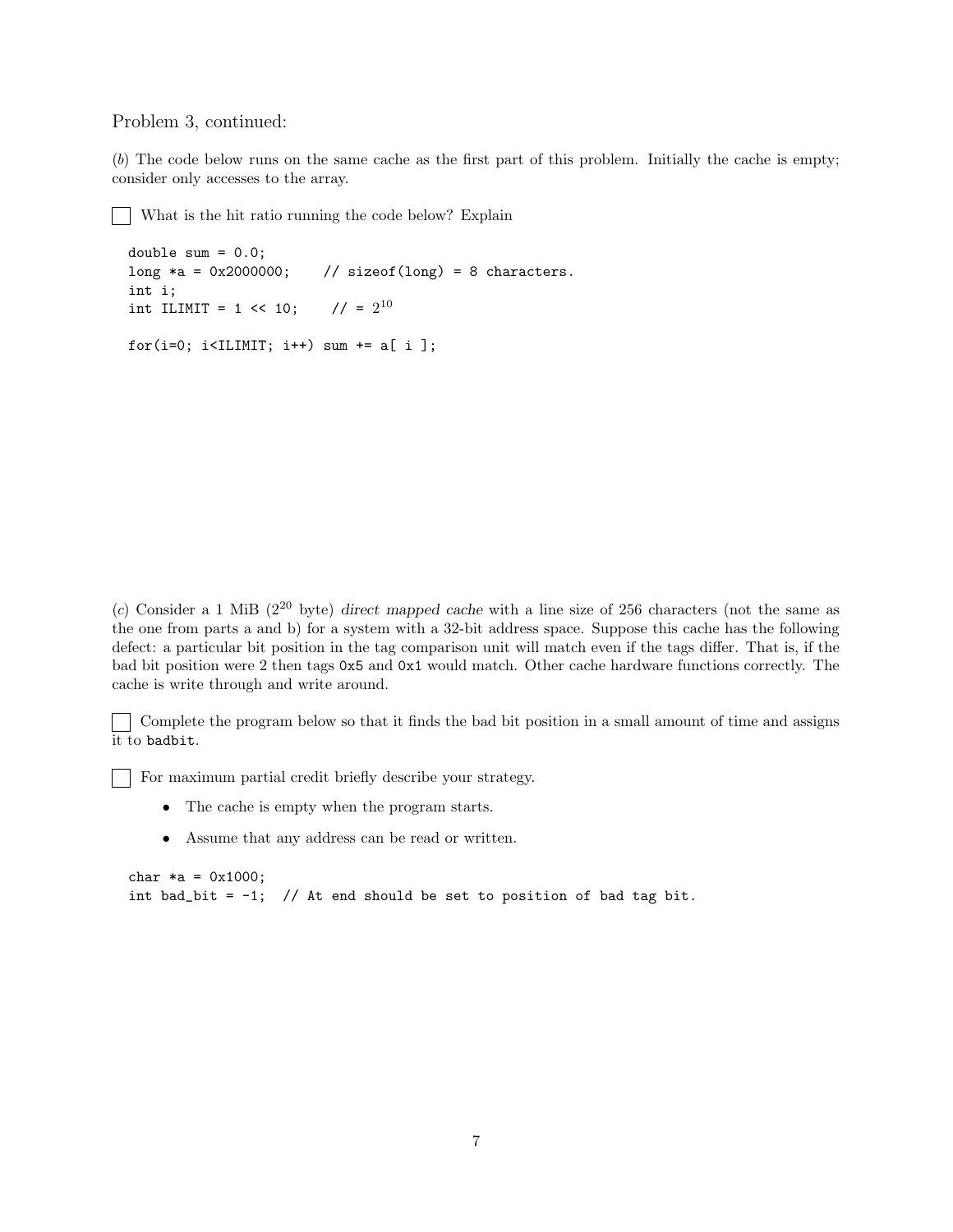Problem 3, continued:

(*b*) The code below runs on the same cache as the first part of this problem. Initially the cache is empty; consider only accesses to the array.

☐ What is the hit ratio running the code below? Explain

```
double sum = 0.0;
long *a = 0x2000000;    // sizeof(long) = 8 characters.
int i;
int ILIMIT = 1 << 10;    // = 2^10

for(i=0; i<ILIMIT; i++) sum += a[ i ];
```

(*c*) Consider a 1 MiB ($2^{20}$ byte) *direct mapped cache* with a line size of 256 characters (not the same as the one from parts a and b) for a system with a 32-bit address space. Suppose this cache has the following defect: a particular bit position in the tag comparison unit will match even if the tags differ. That is, if the bad bit position were 2 then tags `0x5` and `0x1` would match. Other cache hardware functions correctly. The cache is write through and write around.

☐ Complete the program below so that it finds the bad bit position in a small amount of time and assigns it to `badbit`.

☐ For maximum partial credit briefly describe your strategy.

- The cache is empty when the program starts.
- Assume that any address can be read or written.

```
char *a = 0x1000;
int bad_bit = -1;  // At end should be set to position of bad tag bit.
```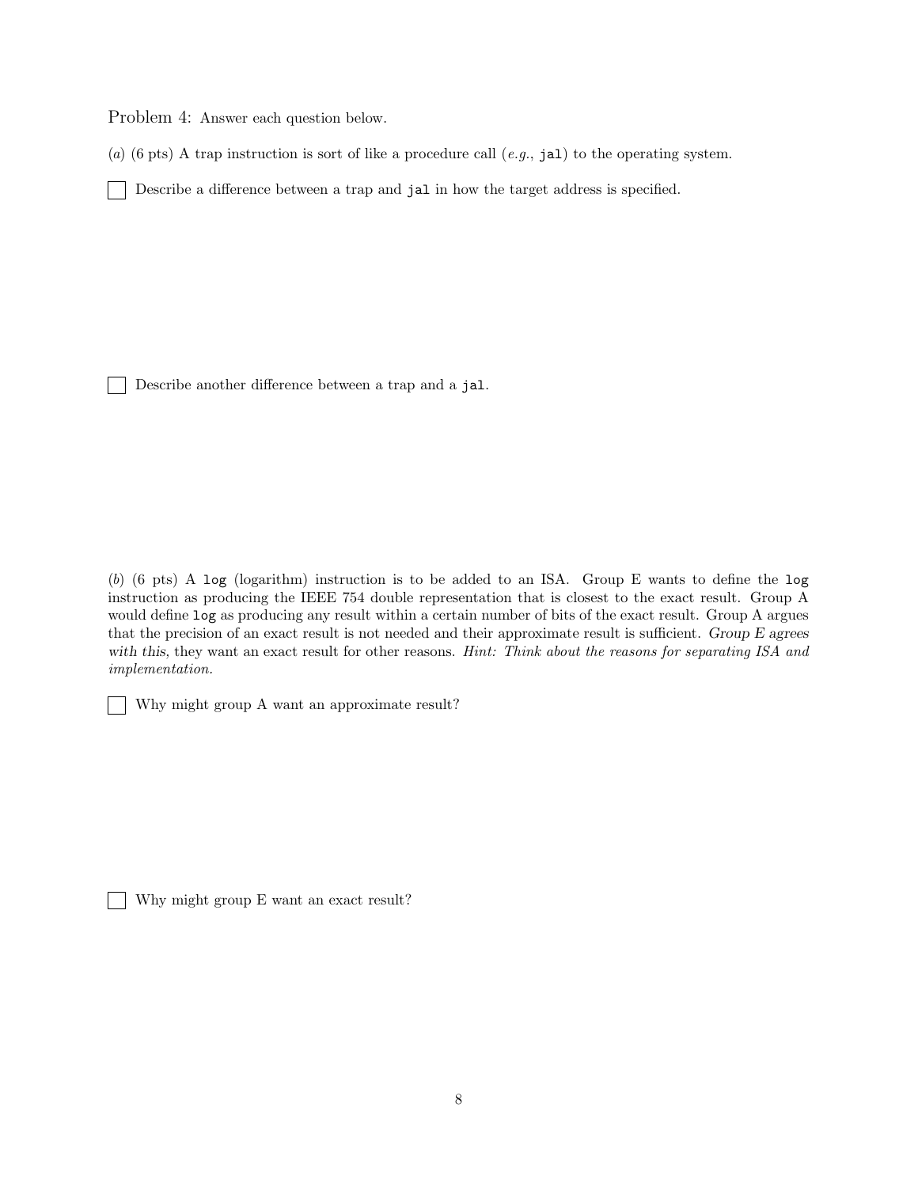Problem 4: Answer each question below.

(*a*) (6 pts) A trap instruction is sort of like a procedure call (*e.g.*, `jal`) to the operating system.

☐ Describe a difference between a trap and `jal` in how the target address is specified.

☐ Describe another difference between a trap and a `jal`.

(*b*) (6 pts) A `log` (logarithm) instruction is to be added to an ISA. Group E wants to define the `log` instruction as producing the IEEE 754 double representation that is closest to the exact result. Group A would define `log` as producing any result within a certain number of bits of the exact result. Group A argues that the precision of an exact result is not needed and their approximate result is sufficient. *Group E agrees with this*, they want an exact result for other reasons. *Hint: Think about the reasons for separating ISA and implementation.*

☐ Why might group A want an approximate result?

☐ Why might group E want an exact result?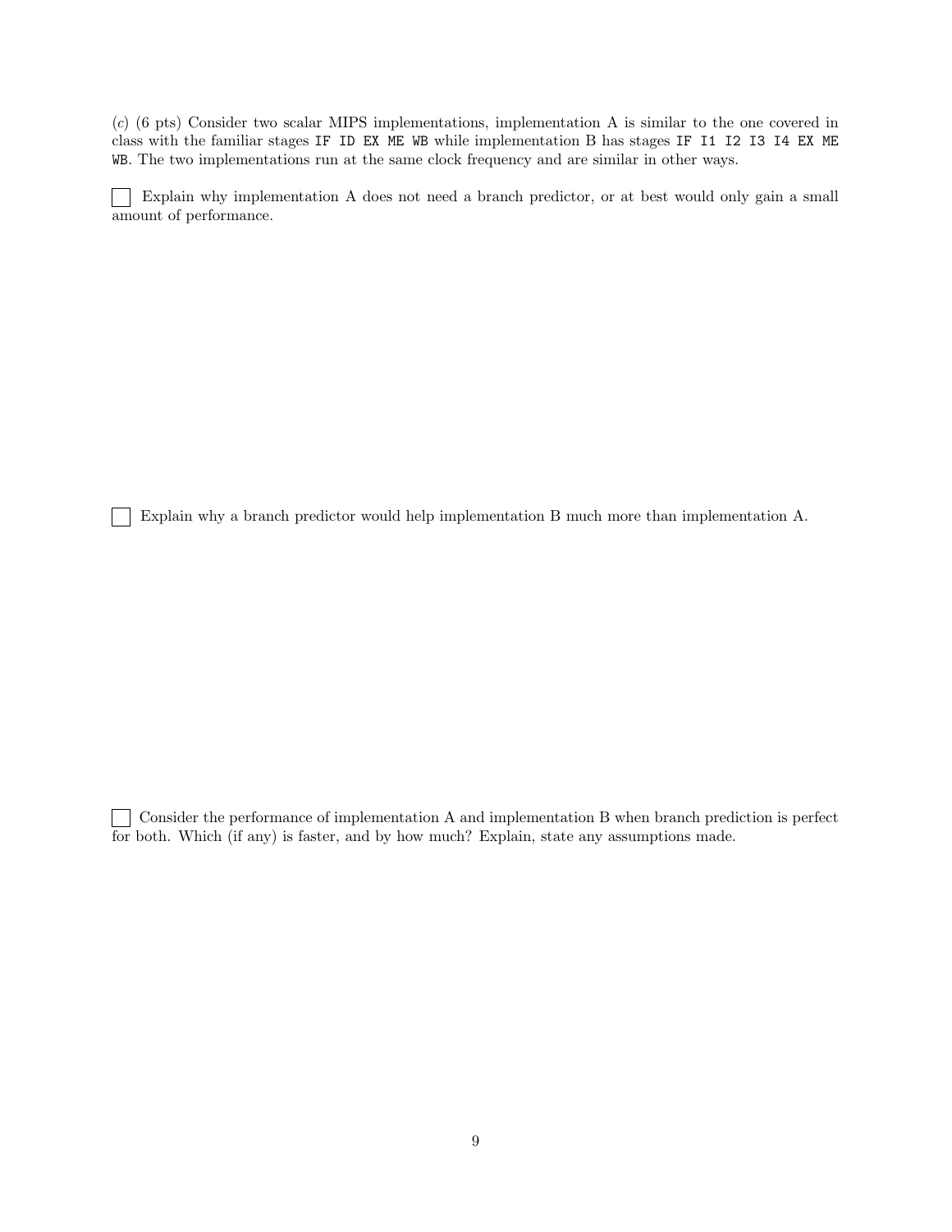(*c*) (6 pts) Consider two scalar MIPS implementations, implementation A is similar to the one covered in class with the familiar stages `IF ID EX ME WB` while implementation B has stages `IF I1 I2 I3 I4 EX ME WB`. The two implementations run at the same clock frequency and are similar in other ways.

☐ Explain why implementation A does not need a branch predictor, or at best would only gain a small amount of performance.

☐ Explain why a branch predictor would help implementation B much more than implementation A.

☐ Consider the performance of implementation A and implementation B when branch prediction is perfect for both. Which (if any) is faster, and by how much? Explain, state any assumptions made.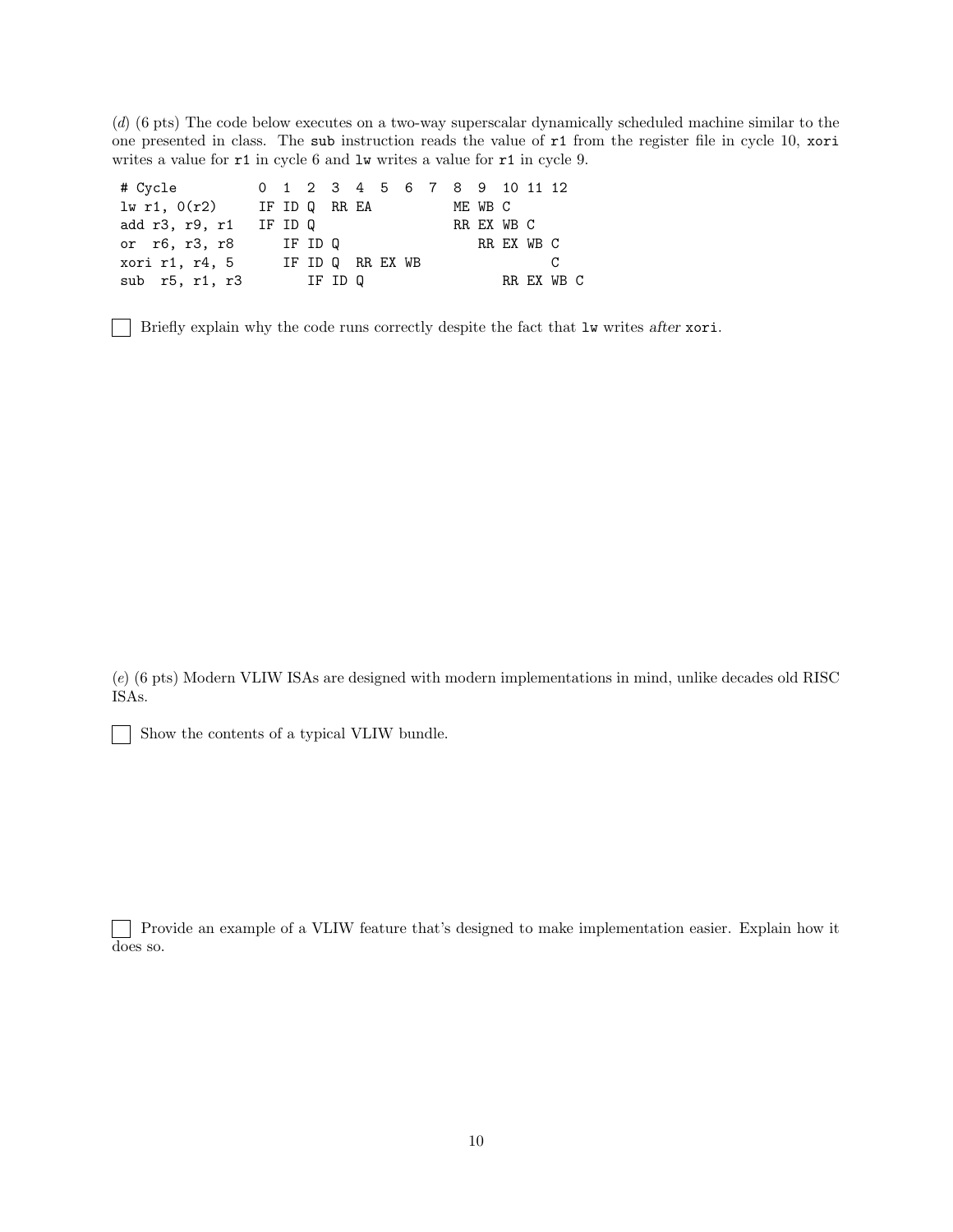(*d*) (6 pts) The code below executes on a two-way superscalar dynamically scheduled machine similar to the one presented in class. The `sub` instruction reads the value of `r1` from the register file in cycle 10, `xori` writes a value for `r1` in cycle 6 and `lw` writes a value for `r1` in cycle 9.

```
# Cycle          0  1  2  3  4  5  6  7  8  9  10 11 12
lw r1, 0(r2)     IF ID Q  RR EA          ME WB C
add r3, r9, r1   IF ID Q                 RR EX WB C
or  r6, r3, r8      IF ID Q                 RR EX WB C
xori r1, r4, 5      IF ID Q  RR EX WB                 C
sub  r5, r1, r3        IF ID Q                 RR EX WB C
```

☐ Briefly explain why the code runs correctly despite the fact that `lw` writes *after* `xori`.

(*e*) (6 pts) Modern VLIW ISAs are designed with modern implementations in mind, unlike decades old RISC ISAs.

☐ Show the contents of a typical VLIW bundle.

☐ Provide an example of a VLIW feature that's designed to make implementation easier. Explain how it does so.